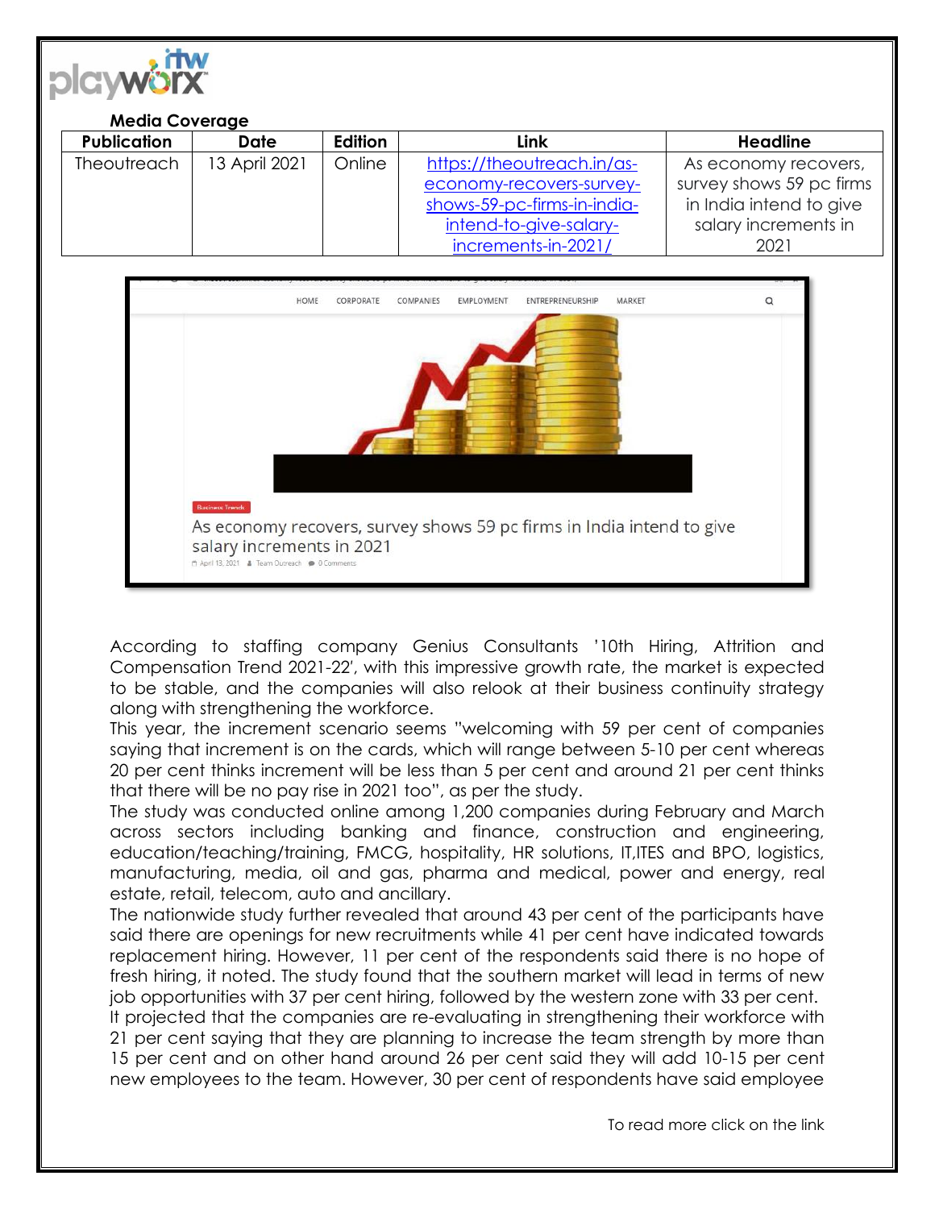**Media Coverage**

| Publication | Date | Edition | Link | Headline |
|---|---|---|---|---|
| Theoutreach | 13 April 2021 | Online | https://theoutreach.in/as-economy-recovers-survey-shows-59-pc-firms-in-india-intend-to-give-salary-increments-in-2021/ | As economy recovers, survey shows 59 pc firms in India intend to give salary increments in 2021 |

According to staffing company Genius Consultants '10th Hiring, Attrition and Compensation Trend 2021-22', with this impressive growth rate, the market is expected to be stable, and the companies will also relook at their business continuity strategy along with strengthening the workforce.

This year, the increment scenario seems "welcoming with 59 per cent of companies saying that increment is on the cards, which will range between 5-10 per cent whereas 20 per cent thinks increment will be less than 5 per cent and around 21 per cent thinks that there will be no pay rise in 2021 too", as per the study.

The study was conducted online among 1,200 companies during February and March across sectors including banking and finance, construction and engineering, education/teaching/training, FMCG, hospitality, HR solutions, IT,ITES and BPO, logistics, manufacturing, media, oil and gas, pharma and medical, power and energy, real estate, retail, telecom, auto and ancillary.

The nationwide study further revealed that around 43 per cent of the participants have said there are openings for new recruitments while 41 per cent have indicated towards replacement hiring. However, 11 per cent of the respondents said there is no hope of fresh hiring, it noted. The study found that the southern market will lead in terms of new job opportunities with 37 per cent hiring, followed by the western zone with 33 per cent.

It projected that the companies are re-evaluating in strengthening their workforce with 21 per cent saying that they are planning to increase the team strength by more than 15 per cent and on other hand around 26 per cent said they will add 10-15 per cent new employees to the team. However, 30 per cent of respondents have said employee

To read more click on the link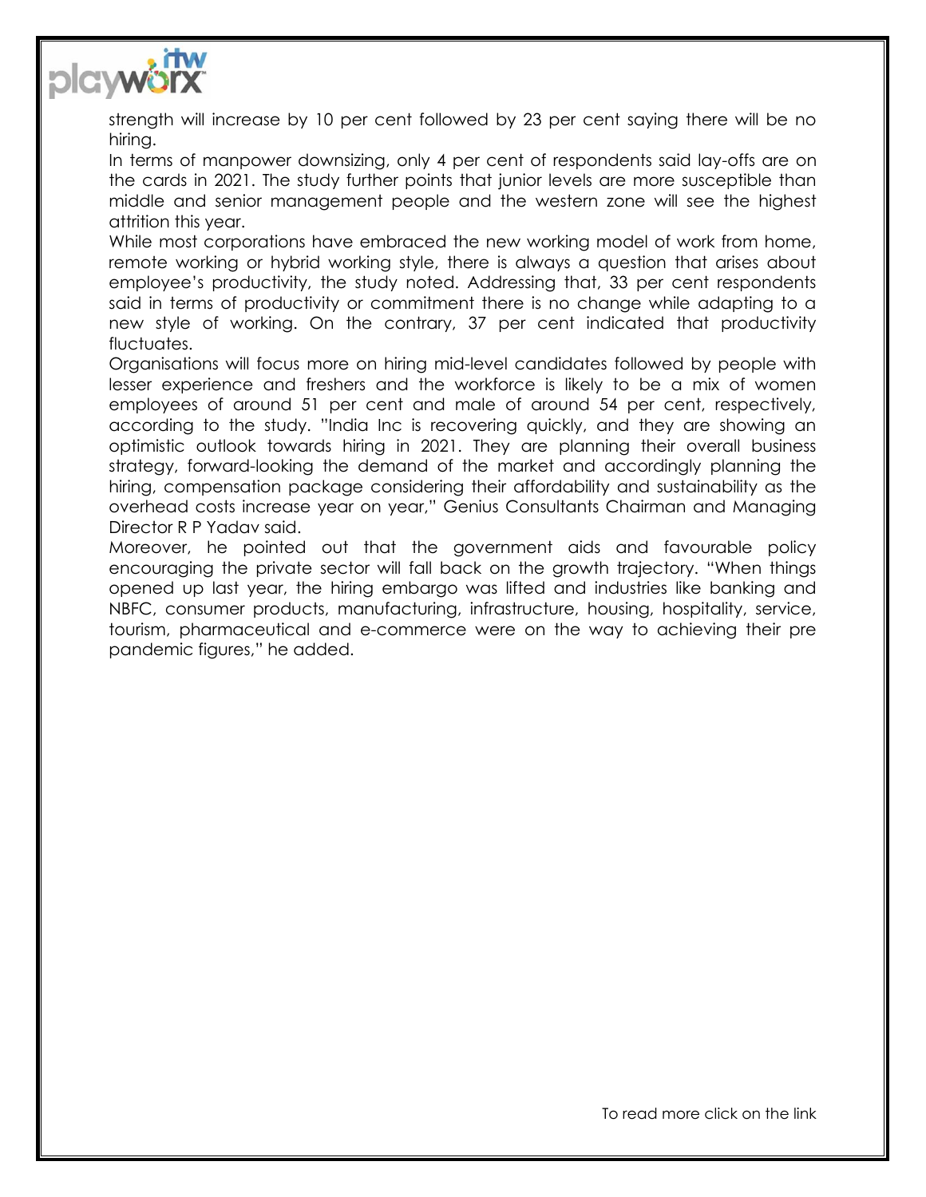strength will increase by 10 per cent followed by 23 per cent saying there will be no hiring.

In terms of manpower downsizing, only 4 per cent of respondents said lay-offs are on the cards in 2021. The study further points that junior levels are more susceptible than middle and senior management people and the western zone will see the highest attrition this year.

While most corporations have embraced the new working model of work from home, remote working or hybrid working style, there is always a question that arises about employee's productivity, the study noted. Addressing that, 33 per cent respondents said in terms of productivity or commitment there is no change while adapting to a new style of working. On the contrary, 37 per cent indicated that productivity fluctuates.

Organisations will focus more on hiring mid-level candidates followed by people with lesser experience and freshers and the workforce is likely to be a mix of women employees of around 51 per cent and male of around 54 per cent, respectively, according to the study. "India Inc is recovering quickly, and they are showing an optimistic outlook towards hiring in 2021. They are planning their overall business strategy, forward-looking the demand of the market and accordingly planning the hiring, compensation package considering their affordability and sustainability as the overhead costs increase year on year," Genius Consultants Chairman and Managing Director R P Yadav said.

Moreover, he pointed out that the government aids and favourable policy encouraging the private sector will fall back on the growth trajectory. "When things opened up last year, the hiring embargo was lifted and industries like banking and NBFC, consumer products, manufacturing, infrastructure, housing, hospitality, service, tourism, pharmaceutical and e-commerce were on the way to achieving their pre pandemic figures," he added.

To read more click on the link